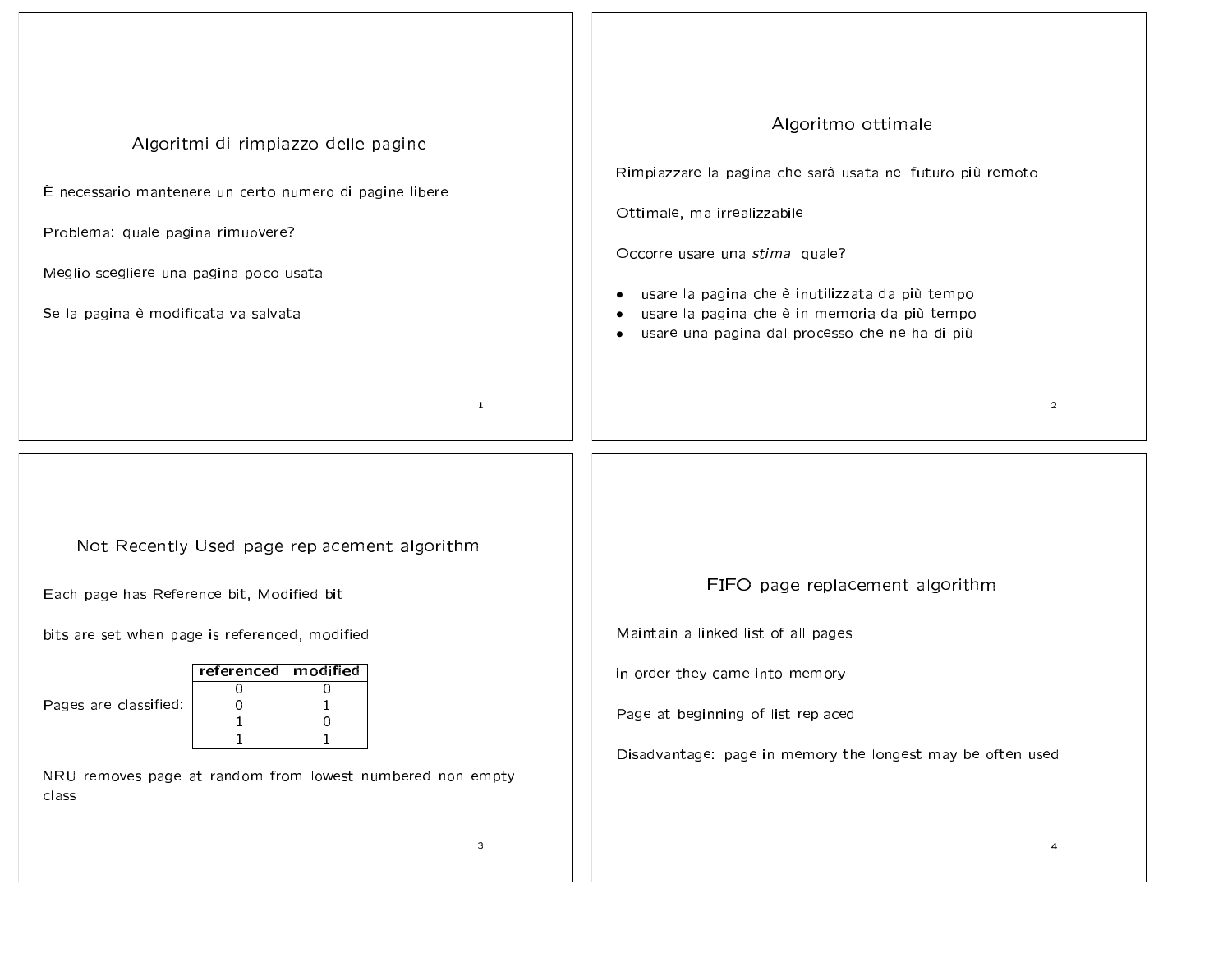## Algoritmi di rimpiazzo delle pagine

È necessario mantenere un certo numero di pagine libere

Problema: quale pagina rimuovere?

Meglio scegliere una pagina poco usata

Se la pagina è modificata va salvata

## Algoritmo ottimale

Rimpiazzare la pagina che sarà usata nel futuro più remoto

Ottimale, ma irrealizzabile

Occorre usare una *stima*; quale?

- usare la pagina che è inutilizzata da più tempo
- usare la pagina che è in memoria da più tempo
- usare una pagina dal processo che ne ha di più

## Not Recently Used page replacement algorithm

Each page has Reference bit, Modified bit

bits are set when page is referenced, modified

Pages are classified:

| referenced | modified |
|---|---|
| 0 | 0 |
| 0 | 1 |
| 1 | 0 |
| 1 | 1 |

NRU removes page at random from lowest numbered non empty class

## FIFO page replacement algorithm

Maintain a linked list of all pages

in order they came into memory

Page at beginning of list replaced

Disadvantage: page in memory the longest may be often used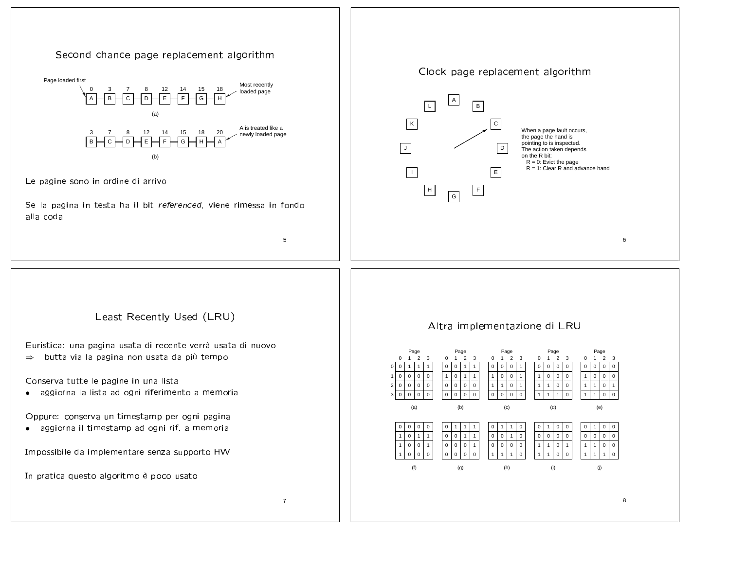# Second chance page replacement algorithm

Page loaded first

| 0 | 3 | 7 | 8 | 12 | 14 | 15 | 18 |
|---|---|---|---|---|---|---|---|
| A | B | C | D | E | F | G | H |

Most recently loaded page

(a)

| 3 | 7 | 8 | 12 | 14 | 15 | 18 | 20 |
|---|---|---|---|---|---|---|---|
| B | C | D | E | F | G | H | A |

A is treated like a newly loaded page

(b)

Le pagine sono in ordine di arrivo

Se la pagina in testa ha il bit *referenced*, viene rimessa in fondo alla coda

# Clock page replacement algorithm

A, B, C, D, E, F, G, H, I, J, K, L

When a page fault occurs, the page the hand is pointing to is inspected. The action taken depends on the R bit:
R = 0: Evict the page
R = 1: Clear R and advance hand

# Least Recently Used (LRU)

Euristica: una pagina usata di recente verrà usata di nuovo
$\Rightarrow$ butta via la pagina non usata da più tempo

Conserva tutte le pagine in una lista
- aggiorna la lista ad ogni riferimento a memoria

Oppure: conserva un timestamp per ogni pagina
- aggiorna il timestamp ad ogni rif. a memoria

Impossibile da implementare senza supporto HW

In pratica questo algoritmo è poco usato

# Altra implementazione di LRU

(a)

| | 0 | 1 | 2 | 3 |
|---|---|---|---|---|
| 0 | 0 | 1 | 1 | 1 |
| 1 | 0 | 0 | 0 | 0 |
| 2 | 0 | 0 | 0 | 0 |
| 3 | 0 | 0 | 0 | 0 |

(b)

| | 0 | 1 | 2 | 3 |
|---|---|---|---|---|
| 0 | 0 | 0 | 1 | 1 |
| 1 | 1 | 0 | 1 | 1 |
| 2 | 0 | 0 | 0 | 0 |
| 3 | 0 | 0 | 0 | 0 |

(c)

| | 0 | 1 | 2 | 3 |
|---|---|---|---|---|
| 0 | 0 | 0 | 0 | 1 |
| 1 | 1 | 0 | 0 | 1 |
| 2 | 1 | 1 | 0 | 1 |
| 3 | 0 | 0 | 0 | 0 |

(d)

| | 0 | 1 | 2 | 3 |
|---|---|---|---|---|
| 0 | 0 | 0 | 0 | 0 |
| 1 | 1 | 0 | 0 | 0 |
| 2 | 1 | 1 | 0 | 0 |
| 3 | 1 | 1 | 1 | 0 |

(e)

| | 0 | 1 | 2 | 3 |
|---|---|---|---|---|
| 0 | 0 | 0 | 0 | 0 |
| 1 | 1 | 0 | 0 | 0 |
| 2 | 1 | 1 | 0 | 1 |
| 3 | 1 | 1 | 0 | 0 |

(f)

| 0 | 0 | 0 | 0 |
|---|---|---|---|
| 1 | 0 | 1 | 1 |
| 1 | 0 | 0 | 1 |
| 1 | 0 | 0 | 0 |

(g)

| 0 | 1 | 1 | 1 |
|---|---|---|---|
| 0 | 0 | 1 | 1 |
| 0 | 0 | 0 | 1 |
| 0 | 0 | 0 | 0 |

(h)

| 0 | 1 | 1 | 0 |
|---|---|---|---|
| 0 | 0 | 1 | 0 |
| 0 | 0 | 0 | 0 |
| 1 | 1 | 1 | 0 |

(i)

| 0 | 1 | 0 | 0 |
|---|---|---|---|
| 0 | 0 | 0 | 0 |
| 1 | 1 | 0 | 1 |
| 1 | 1 | 0 | 0 |

(j)

| 0 | 1 | 0 | 0 |
|---|---|---|---|
| 0 | 0 | 0 | 0 |
| 1 | 1 | 0 | 0 |
| 1 | 1 | 1 | 0 |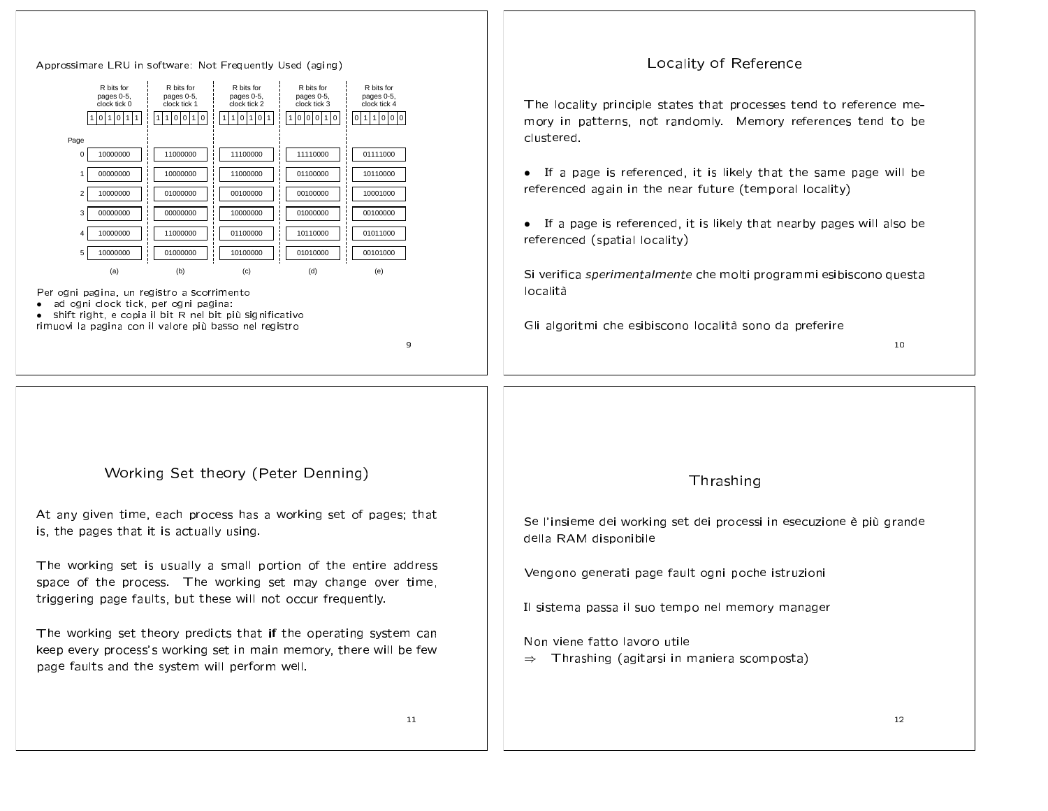Approssimare LRU in software: Not Frequently Used (aging)

| Page | R bits for pages 0-5, clock tick 0: 1 0 1 0 1 1 | R bits for pages 0-5, clock tick 1: 1 1 0 0 1 0 | R bits for pages 0-5, clock tick 2: 1 1 0 1 0 1 | R bits for pages 0-5, clock tick 3: 1 0 0 0 1 0 | R bits for pages 0-5, clock tick 4: 0 1 1 0 0 0 |
|---|---|---|---|---|---|
| 0 | 10000000 | 11000000 | 11100000 | 11110000 | 01111000 |
| 1 | 00000000 | 10000000 | 11000000 | 01100000 | 10110000 |
| 2 | 10000000 | 01000000 | 00100000 | 00100000 | 10001000 |
| 3 | 00000000 | 00000000 | 10000000 | 01000000 | 00100000 |
| 4 | 10000000 | 11000000 | 01100000 | 10110000 | 01011000 |
| 5 | 10000000 | 01000000 | 10100000 | 01010000 | 00101000 |
| | (a) | (b) | (c) | (d) | (e) |

Per ogni pagina, un registro a scorrimento

- ad ogni clock tick, per ogni pagina:
- shift right, e copia il bit R nel bit più significativo

rimuovi la pagina con il valore più basso nel registro

# Locality of Reference

The locality principle states that processes tend to reference memory in patterns, not randomly. Memory references tend to be clustered.

- If a page is referenced, it is likely that the same page will be referenced again in the near future (temporal locality)

- If a page is referenced, it is likely that nearby pages will also be referenced (spatial locality)

Si verifica *sperimentalmente* che molti programmi esibiscono questa località

Gli algoritmi che esibiscono località sono da preferire

# Working Set theory (Peter Denning)

At any given time, each process has a working set of pages; that is, the pages that it is actually using.

The working set is usually a small portion of the entire address space of the process. The working set may change over time, triggering page faults, but these will not occur frequently.

The working set theory predicts that **if** the operating system can keep every process's working set in main memory, there will be few page faults and the system will perform well.

# Thrashing

Se l'insieme dei working set dei processi in esecuzione è più grande della RAM disponibile

Vengono generati page fault ogni poche istruzioni

Il sistema passa il suo tempo nel memory manager

Non viene fatto lavoro utile
$\Rightarrow$ Thrashing (agitarsi in maniera scomposta)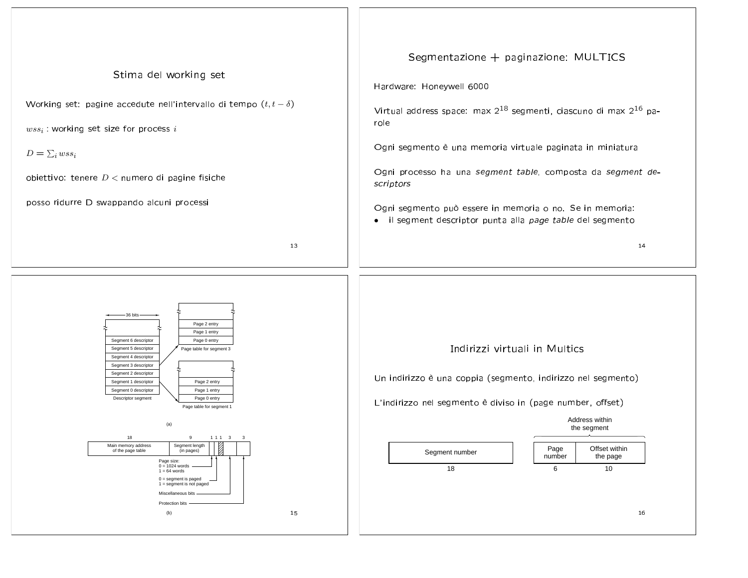## Stima del working set

Working set: pagine accedute nell'intervallo di tempo $(t, t-\delta)$

$wss_i$ : working set size for process $i$

$D = \sum_i wss_i$

obiettivo: tenere $D <$ numero di pagine fisiche

posso ridurre D swappando alcuni processi

## Segmentazione + paginazione: MULTICS

Hardware: Honeywell 6000

Virtual address space: max $2^{18}$ segmenti, ciascuno di max $2^{16}$ parole

Ogni segmento è una memoria virtuale paginata in miniatura

Ogni processo ha una *segment table*, composta da *segment descriptors*

Ogni segmento può essere in memoria o no. Se in memoria:

- il segment descriptor punta alla *page table* del segmento

36 bits

Segment 6 descriptor
Segment 5 descriptor
Segment 4 descriptor
Segment 3 descriptor
Segment 2 descriptor
Segment 1 descriptor
Segment 0 descriptor
Descriptor segment

Page 2 entry
Page 1 entry
Page 0 entry
Page table for segment 3

Page 2 entry
Page 1 entry
Page 0 entry
Page table for segment 1

(a)

| 18 | 9 | 1 | 1 | 1 | 3 | 3 |
|---|---|---|---|---|---|---|
| Main memory address of the page table | Segment length (in pages) | | | | | |

Page size:
0 = 1024 words
1 = 64 words

0 = segment is paged
1 = segment is not paged

Miscellaneous bits

Protection bits

(b)

## Indirizzi virtuali in Multics

Un indirizzo è una coppia (segmento, indirizzo nel segmento)

L'indirizzo nel segmento è diviso in (page number, offset)

| Segment number | Page number | Offset within the page |
|---|---|---|
| 18 | 6 | 10 |

Address within the segment: Page number + Offset within the page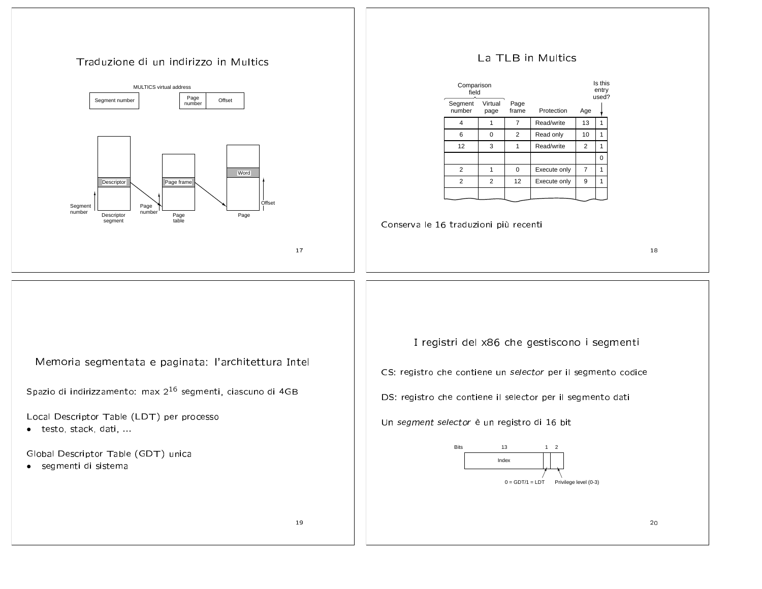## Traduzione di un indirizzo in Multics

MULTICS virtual address

| Segment number | | Page number | Offset |
|---|---|---|---|

Descriptor segment → Descriptor (Segment number) → Page table → Page frame (Page number) → Page → Word (Offset)

## La TLB in Multics

| Comparison field | | | | | Is this entry used? |
|---|---|---|---|---|---|
| Segment number | Virtual page | Page frame | Protection | Age | |
| 4 | 1 | 7 | Read/write | 13 | 1 |
| 6 | 0 | 2 | Read only | 10 | 1 |
| 12 | 3 | 1 | Read/write | 2 | 1 |
| | | | | | 0 |
| 2 | 1 | 0 | Execute only | 7 | 1 |
| 2 | 2 | 12 | Execute only | 9 | 1 |

Conserva le 16 traduzioni più recenti

## Memoria segmentata e paginata: l'architettura Intel

Spazio di indirizzamento: max $2^{16}$ segmenti, ciascuno di 4GB

Local Descriptor Table (LDT) per processo

- testo, stack, dati, ...

Global Descriptor Table (GDT) unica

- segmenti di sistema

## I registri del x86 che gestiscono i segmenti

CS: registro che contiene un *selector* per il segmento codice

DS: registro che contiene il selector per il segmento dati

Un *segment selector* è un registro di 16 bit

| Bits | 13 | 1 | 2 |
|---|---|---|---|
| | Index | 0 = GDT/1 = LDT | Privilege level (0-3) |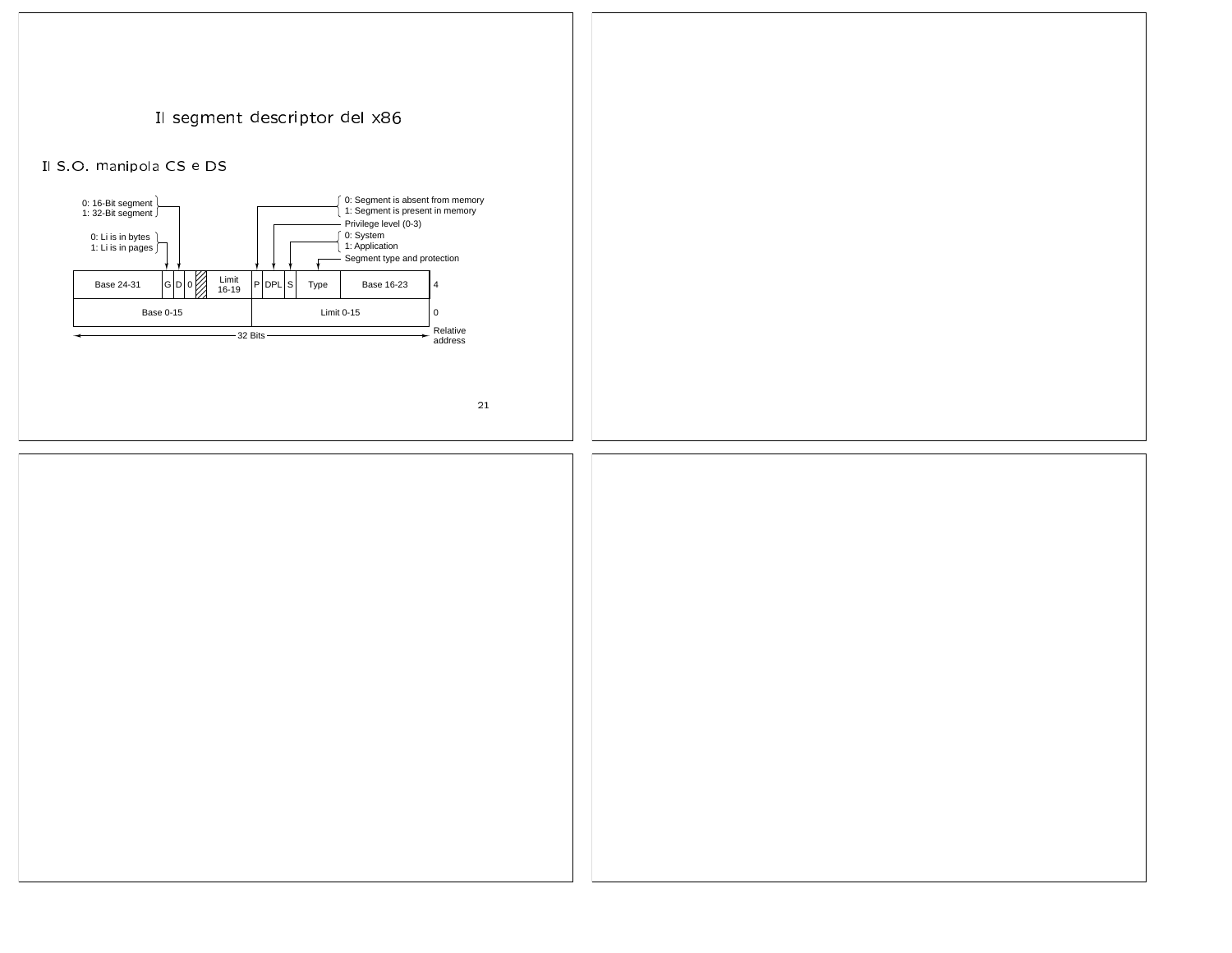# Il segment descriptor del x86

Il S.O. manipola CS e DS

0: 16-Bit segment
1: 32-Bit segment

0: Li is in bytes
1: Li is in pages

0: Segment is absent from memory
1: Segment is present in memory

Privilege level (0-3)

0: System
1: Application

Segment type and protection

Base 24-31
G
D
0
Limit 16-19
P
DPL
S
Type
Base 16-23
4

Base 0-15
Limit 0-15
0

32 Bits

Relative address